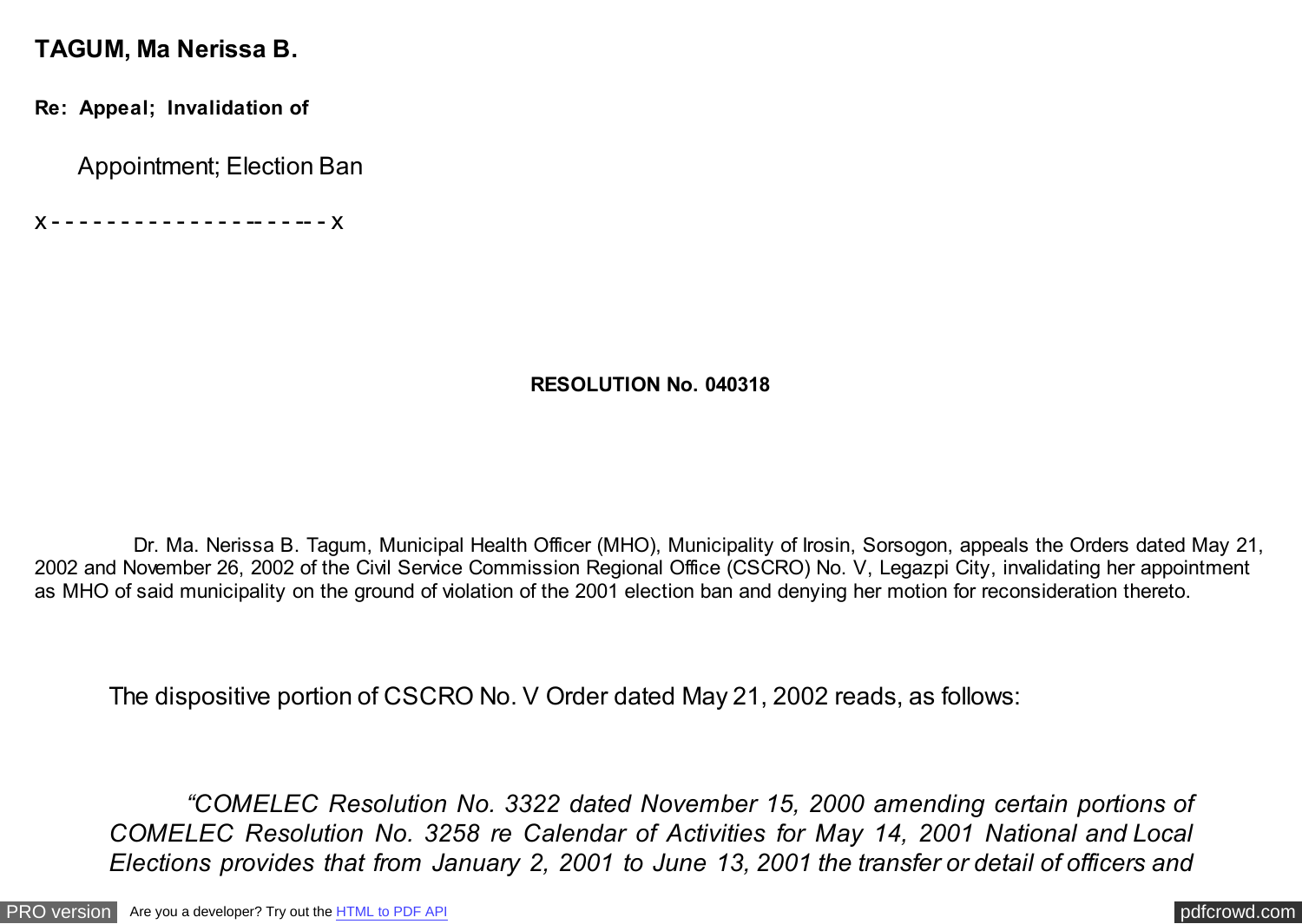**TAGUM, Ma Nerissa B.**

**Re: Appeal; Invalidation of**

Appointment; Election Ban

x - - - - - - - - - - - - - - - - - - - - - x

**RESOLUTION No. 040318**

Dr. Ma. Nerissa B. Tagum, Municipal Health Officer (MHO), Municipality of Irosin, Sorsogon, appeals the Orders dated May 21, 2002 and November 26, 2002 of the Civil Service Commission Regional Office (CSCRO) No. V, Legazpi City, invalidating her appointment as MHO of said municipality on the ground of violation of the 2001 election ban and denying her motion for reconsideration thereto.

The dispositive portion of CSCRO No. V Order dated May 21, 2002 reads, as follows:

*"COMELEC Resolution No. 3322 dated November 15, 2000 amending certain portions of COMELEC Resolution No. 3258 re Calendar of Activities for May 14, 2001 National and Local Elections provides that from January 2, 2001 to June 13, 2001 the transfer or detail of officers and*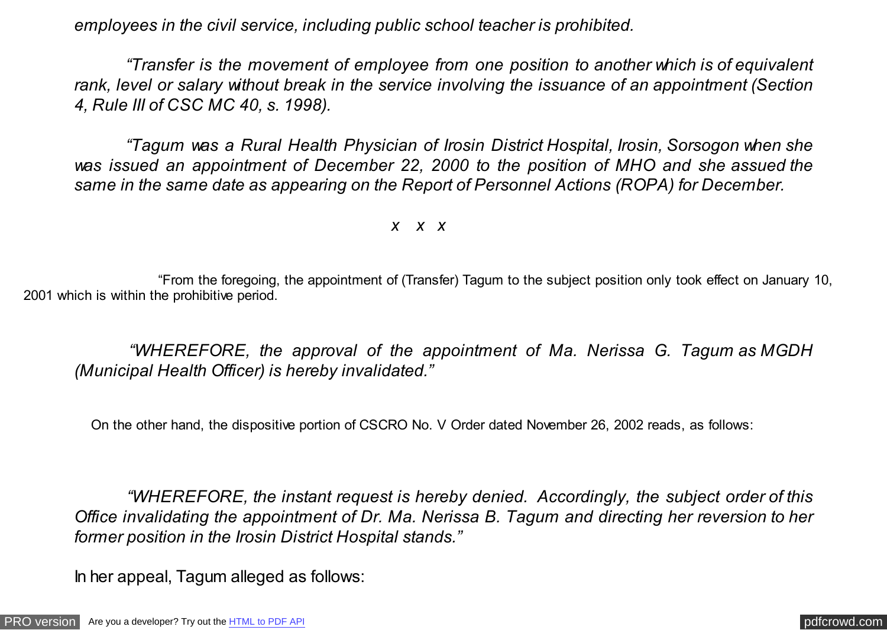*employees in the civil service, including public school teacher is prohibited.*

*"Transfer is the movement of employee from one position to another which is of equivalent rank, level or salary without break in the service involving the issuance of an appointment (Section 4, Rule III of CSC MC 40, s. 1998).*

*"Tagum was a Rural Health Physician of Irosin District Hospital, Irosin, Sorsogon when she was issued an appointment of December 22, 2000 to the position of MHO and she assued the same in the same date as appearing on the Report of Personnel Actions (ROPA) for December.*

*x x x*

"From the foregoing, the appointment of (Transfer) Tagum to the subject position only took effect on January 10, 2001 which is within the prohibitive period.

*"WHEREFORE, the approval of the appointment of Ma. Nerissa G. Tagum as MGDH (Municipal Health Officer) is hereby invalidated."*

On the other hand, the dispositive portion of CSCRO No. V Order dated November 26, 2002 reads, as follows:

*"WHEREFORE, the instant request is hereby denied. Accordingly, the subject order of this Office invalidating the appointment of Dr. Ma. Nerissa B. Tagum and directing her reversion to her former position in the Irosin District Hospital stands."*

In her appeal, Tagum alleged as follows: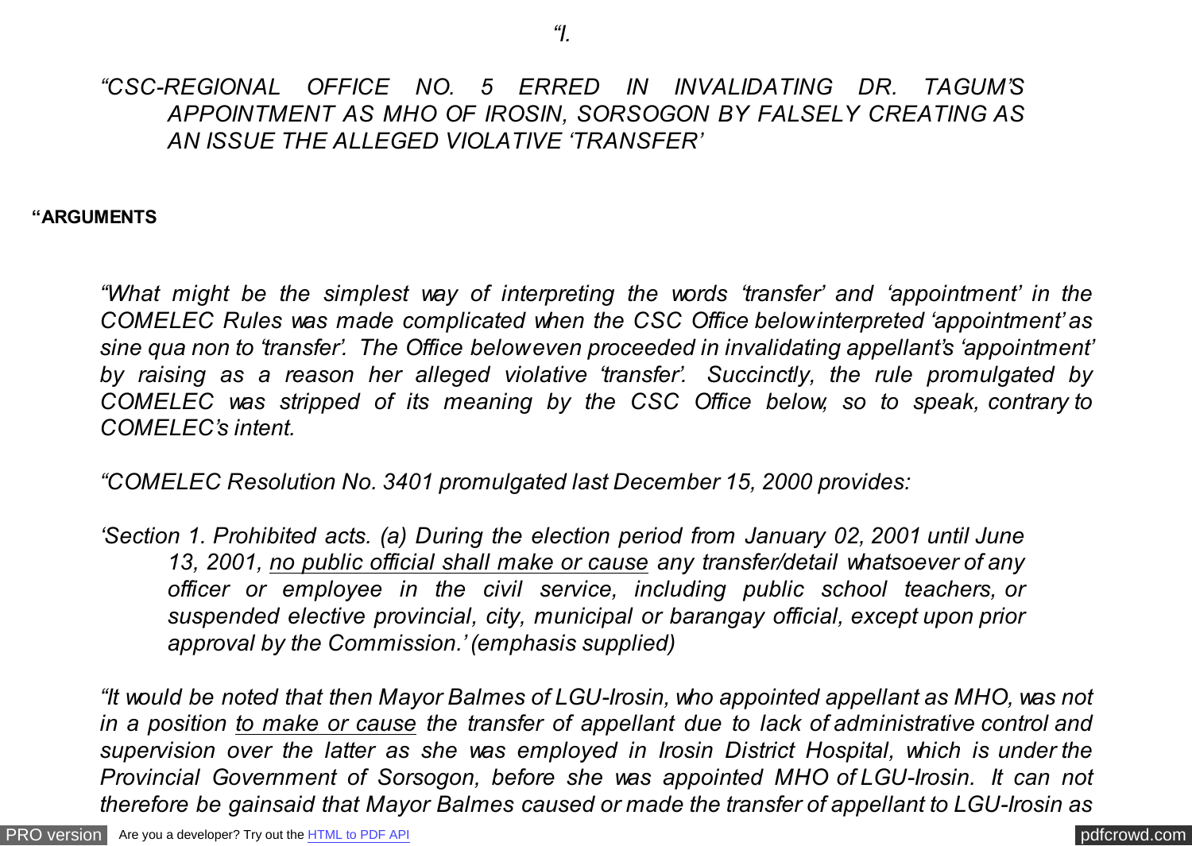*"I.*

*"CSC-REGIONAL OFFICE NO. 5 ERRED IN INVALIDATING DR. TAGUM'S APPOINTMENT AS MHO OF IROSIN, SORSOGON BY FALSELY CREATING AS AN ISSUE THE ALLEGED VIOLATIVE 'TRANSFER'*

**"ARGUMENTS**

*"What might be the simplest way of interpreting the words 'transfer' and 'appointment' in the COMELEC Rules was made complicated when the CSC Office below interpreted 'appointment' as sine qua non to 'transfer'. The Office below even proceeded in invalidating appellant's 'appointment' by raising as a reason her alleged violative 'transfer'. Succinctly, the rule promulgated by COMELEC was stripped of its meaning by the CSC Office below, so to speak, contrary to COMELEC's intent.*

*"COMELEC Resolution No. 3401 promulgated last December 15, 2000 provides:*

*'Section 1. Prohibited acts. (a) During the election period from January 02, 2001 until June 13, 2001, <u>no public official shall make or cause</u> any transfer/detail whatsoever of any officer or employee in the civil service, including public school teachers, or suspended elective provincial, city, municipal or barangay official, except upon prior approval by the Commission.' (emphasis supplied)*

*"It would be noted that then Mayor Balmes of LGU-Irosin, who appointed appellant as MHO, was not in a position <u>to make or cause</u> the transfer of appellant due to lack of administrative control and supervision over the latter as she was employed in Irosin District Hospital, which is under the Provincial Government of Sorsogon, before she was appointed MHO of LGU-Irosin. It can not therefore be gainsaid that Mayor Balmes caused or made the transfer of appellant to LGU-Irosin as*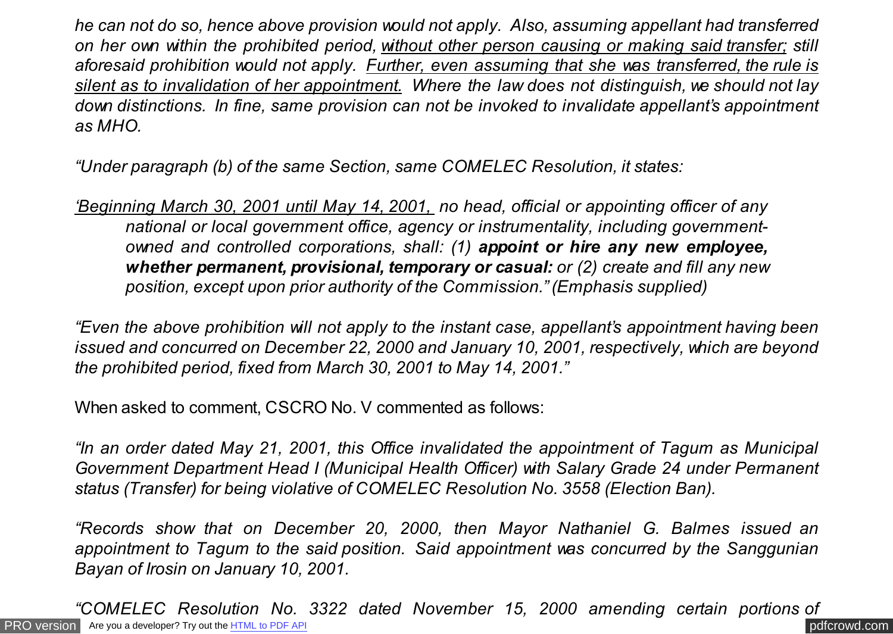*he can not do so, hence above provision would not apply. Also, assuming appellant had transferred on her own within the prohibited period, <u>without other person causing or making said transfer;</u> still aforesaid prohibition would not apply. <u>Further, even assuming that she was transferred, the rule is silent as to invalidation of her appointment.</u> Where the law does not distinguish, we should not lay down distinctions. In fine, same provision can not be invoked to invalidate appellant's appointment as MHO.*

*"Under paragraph (b) of the same Section, same COMELEC Resolution, it states:*

> *'<u>Beginning March 30, 2001 until May 14, 2001,</u> no head, official or appointing officer of any national or local government office, agency or instrumentality, including government-owned and controlled corporations, shall: (1) **appoint or hire any new employee, whether permanent, provisional, temporary or casual:** or (2) create and fill any new position, except upon prior authority of the Commission." (Emphasis supplied)*

*"Even the above prohibition will not apply to the instant case, appellant's appointment having been issued and concurred on December 22, 2000 and January 10, 2001, respectively, which are beyond the prohibited period, fixed from March 30, 2001 to May 14, 2001."*

When asked to comment, CSCRO No. V commented as follows:

*"In an order dated May 21, 2001, this Office invalidated the appointment of Tagum as Municipal Government Department Head I (Municipal Health Officer) with Salary Grade 24 under Permanent status (Transfer) for being violative of COMELEC Resolution No. 3558 (Election Ban).*

*"Records show that on December 20, 2000, then Mayor Nathaniel G. Balmes issued an appointment to Tagum to the said position. Said appointment was concurred by the Sanggunian Bayan of Irosin on January 10, 2001.*

*"COMELEC Resolution No. 3322 dated November 15, 2000 amending certain portions of*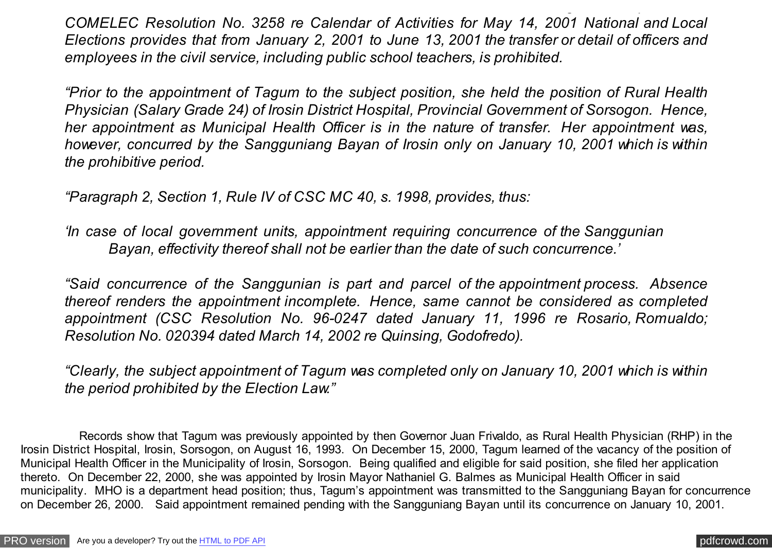*COMELEC Resolution No. 3258 re Calendar of Activities for May 14, 2001 National and Local Elections provides that from January 2, 2001 to June 13, 2001 the transfer or detail of officers and employees in the civil service, including public school teachers, is prohibited.*

*"Prior to the appointment of Tagum to the subject position, she held the position of Rural Health Physician (Salary Grade 24) of Irosin District Hospital, Provincial Government of Sorsogon. Hence, her appointment as Municipal Health Officer is in the nature of transfer. Her appointment was, however, concurred by the Sangguniang Bayan of Irosin only on January 10, 2001 which is within the prohibitive period.*

*"Paragraph 2, Section 1, Rule IV of CSC MC 40, s. 1998, provides, thus:*

> *'In case of local government units, appointment requiring concurrence of the Sanggunian Bayan, effectivity thereof shall not be earlier than the date of such concurrence.'*

*"Said concurrence of the Sanggunian is part and parcel of the appointment process. Absence thereof renders the appointment incomplete. Hence, same cannot be considered as completed appointment (CSC Resolution No. 96-0247 dated January 11, 1996 re Rosario, Romualdo; Resolution No. 020394 dated March 14, 2002 re Quinsing, Godofredo).*

*"Clearly, the subject appointment of Tagum was completed only on January 10, 2001 which is within the period prohibited by the Election Law."*

Records show that Tagum was previously appointed by then Governor Juan Frivaldo, as Rural Health Physician (RHP) in the Irosin District Hospital, Irosin, Sorsogon, on August 16, 1993. On December 15, 2000, Tagum learned of the vacancy of the position of Municipal Health Officer in the Municipality of Irosin, Sorsogon. Being qualified and eligible for said position, she filed her application thereto. On December 22, 2000, she was appointed by Irosin Mayor Nathaniel G. Balmes as Municipal Health Officer in said municipality. MHO is a department head position; thus, Tagum's appointment was transmitted to the Sangguniang Bayan for concurrence on December 26, 2000. Said appointment remained pending with the Sangguniang Bayan until its concurrence on January 10, 2001.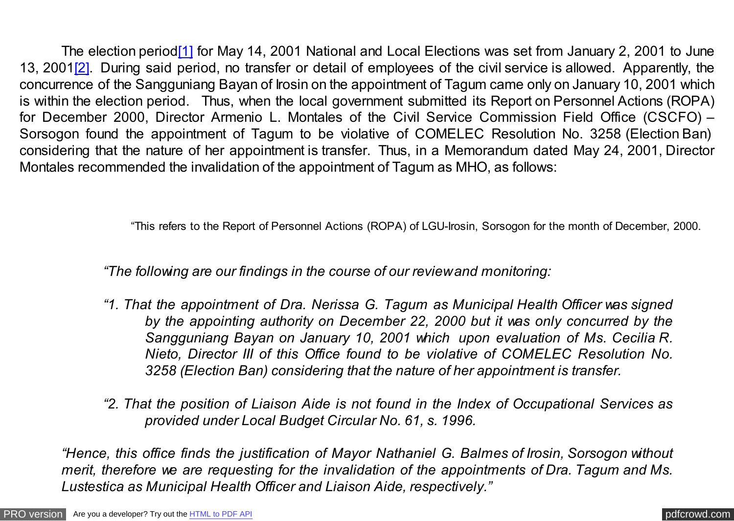The election period[1] for May 14, 2001 National and Local Elections was set from January 2, 2001 to June 13, 2001[2]. During said period, no transfer or detail of employees of the civil service is allowed. Apparently, the concurrence of the Sangguniang Bayan of Irosin on the appointment of Tagum came only on January 10, 2001 which is within the election period. Thus, when the local government submitted its Report on Personnel Actions (ROPA) for December 2000, Director Armenio L. Montales of the Civil Service Commission Field Office (CSCFO) – Sorsogon found the appointment of Tagum to be violative of COMELEC Resolution No. 3258 (Election Ban) considering that the nature of her appointment is transfer. Thus, in a Memorandum dated May 24, 2001, Director Montales recommended the invalidation of the appointment of Tagum as MHO, as follows:

> "This refers to the Report of Personnel Actions (ROPA) of LGU-Irosin, Sorsogon for the month of December, 2000.
>
> *"The following are our findings in the course of our review and monitoring:*
>
> *"1. That the appointment of Dra. Nerissa G. Tagum as Municipal Health Officer was signed by the appointing authority on December 22, 2000 but it was only concurred by the Sangguniang Bayan on January 10, 2001 which upon evaluation of Ms. Cecilia R. Nieto, Director III of this Office found to be violative of COMELEC Resolution No. 3258 (Election Ban) considering that the nature of her appointment is transfer.*
>
> *"2. That the position of Liaison Aide is not found in the Index of Occupational Services as provided under Local Budget Circular No. 61, s. 1996.*
>
> *"Hence, this office finds the justification of Mayor Nathaniel G. Balmes of Irosin, Sorsogon without merit, therefore we are requesting for the invalidation of the appointments of Dra. Tagum and Ms. Lustestica as Municipal Health Officer and Liaison Aide, respectively."*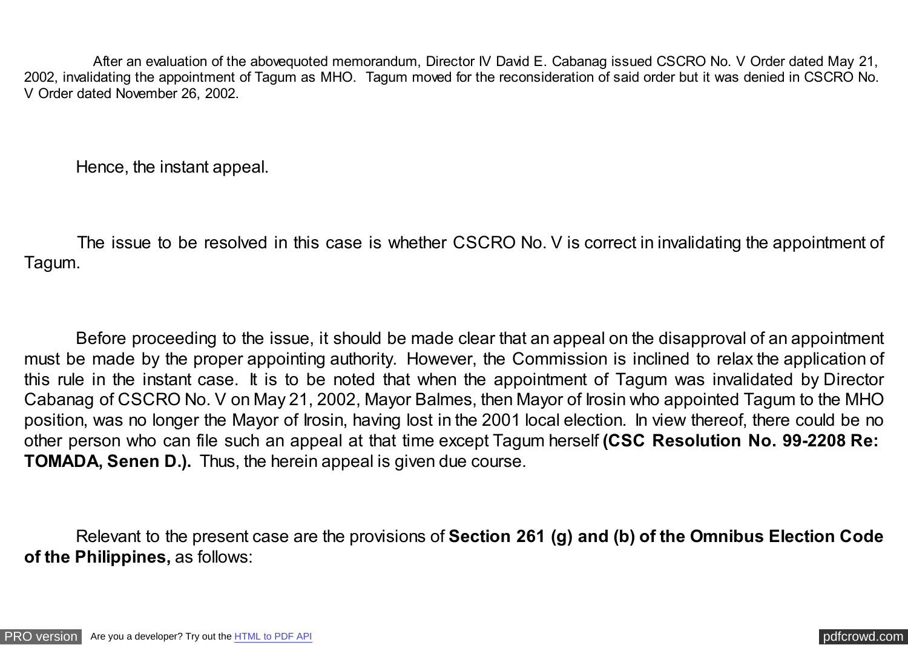After an evaluation of the abovequoted memorandum, Director IV David E. Cabanag issued CSCRO No. V Order dated May 21, 2002, invalidating the appointment of Tagum as MHO. Tagum moved for the reconsideration of said order but it was denied in CSCRO No. V Order dated November 26, 2002.

Hence, the instant appeal.

The issue to be resolved in this case is whether CSCRO No. V is correct in invalidating the appointment of Tagum.

Before proceeding to the issue, it should be made clear that an appeal on the disapproval of an appointment must be made by the proper appointing authority. However, the Commission is inclined to relax the application of this rule in the instant case. It is to be noted that when the appointment of Tagum was invalidated by Director Cabanag of CSCRO No. V on May 21, 2002, Mayor Balmes, then Mayor of Irosin who appointed Tagum to the MHO position, was no longer the Mayor of Irosin, having lost in the 2001 local election. In view thereof, there could be no other person who can file such an appeal at that time except Tagum herself **(CSC Resolution No. 99-2208 Re: TOMADA, Senen D.).** Thus, the herein appeal is given due course.

Relevant to the present case are the provisions of **Section 261 (g) and (b) of the Omnibus Election Code of the Philippines,** as follows: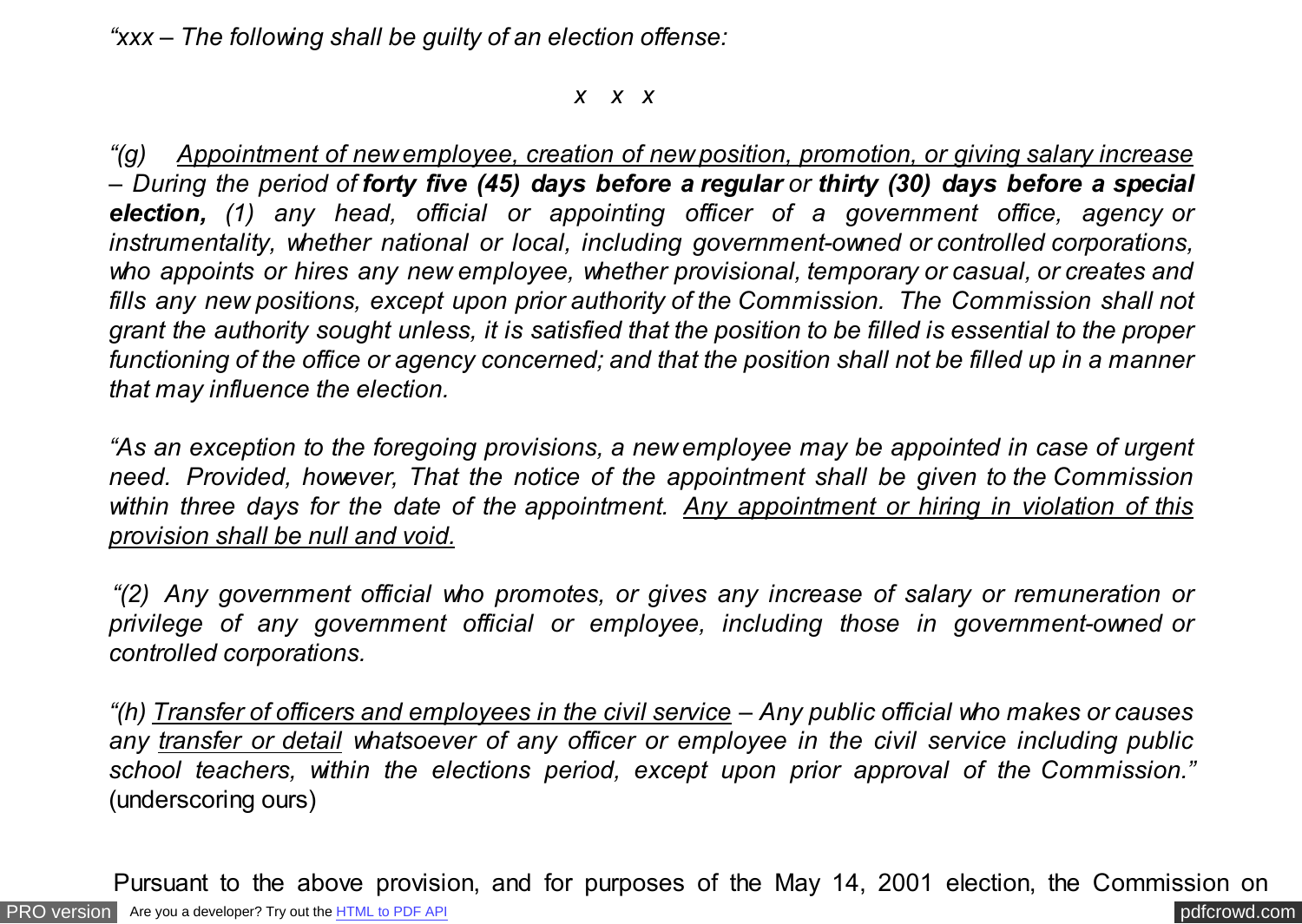*"xxx – The following shall be guilty of an election offense:*

*x x x*

*"(g) Appointment of new employee, creation of new position, promotion, or giving salary increase – During the period of **forty five (45) days before a regular** or **thirty (30) days before a special election,** (1) any head, official or appointing officer of a government office, agency or instrumentality, whether national or local, including government-owned or controlled corporations, who appoints or hires any new employee, whether provisional, temporary or casual, or creates and fills any new positions, except upon prior authority of the Commission. The Commission shall not grant the authority sought unless, it is satisfied that the position to be filled is essential to the proper functioning of the office or agency concerned; and that the position shall not be filled up in a manner that may influence the election.*

*"As an exception to the foregoing provisions, a new employee may be appointed in case of urgent need. Provided, however, That the notice of the appointment shall be given to the Commission within three days for the date of the appointment. Any appointment or hiring in violation of this provision shall be null and void.*

*"(2) Any government official who promotes, or gives any increase of salary or remuneration or privilege of any government official or employee, including those in government-owned or controlled corporations.*

*"(h) Transfer of officers and employees in the civil service – Any public official who makes or causes any transfer or detail whatsoever of any officer or employee in the civil service including public school teachers, within the elections period, except upon prior approval of the Commission."* (underscoring ours)

Pursuant to the above provision, and for purposes of the May 14, 2001 election, the Commission on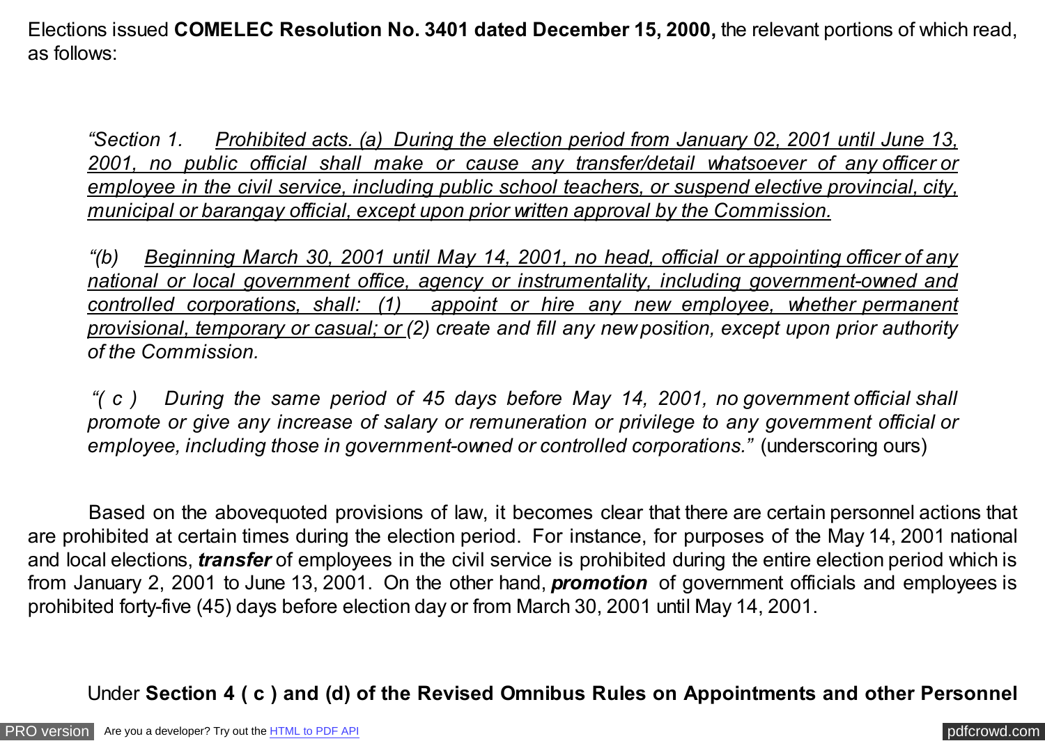Elections issued **COMELEC Resolution No. 3401 dated December 15, 2000,** the relevant portions of which read, as follows:

> *"Section 1. <u>Prohibited acts. (a) During the election period from January 02, 2001 until June 13, 2001, no public official shall make or cause any transfer/detail whatsoever of any officer or employee in the civil service, including public school teachers, or suspend elective provincial, city, municipal or barangay official, except upon prior written approval by the Commission.</u>*
>
> *"(b) <u>Beginning March 30, 2001 until May 14, 2001, no head, official or appointing officer of any national or local government office, agency or instrumentality, including government-owned and controlled corporations, shall: (1) appoint or hire any new employee, whether permanent provisional, temporary or casual; or</u> (2) create and fill any new position, except upon prior authority of the Commission.*
>
> *"( c ) During the same period of 45 days before May 14, 2001, no government official shall promote or give any increase of salary or remuneration or privilege to any government official or employee, including those in government-owned or controlled corporations."* (underscoring ours)

Based on the abovequoted provisions of law, it becomes clear that there are certain personnel actions that are prohibited at certain times during the election period. For instance, for purposes of the May 14, 2001 national and local elections, ***transfer*** of employees in the civil service is prohibited during the entire election period which is from January 2, 2001 to June 13, 2001. On the other hand, ***promotion*** of government officials and employees is prohibited forty-five (45) days before election day or from March 30, 2001 until May 14, 2001.

Under **Section 4 ( c ) and (d) of the Revised Omnibus Rules on Appointments and other Personnel**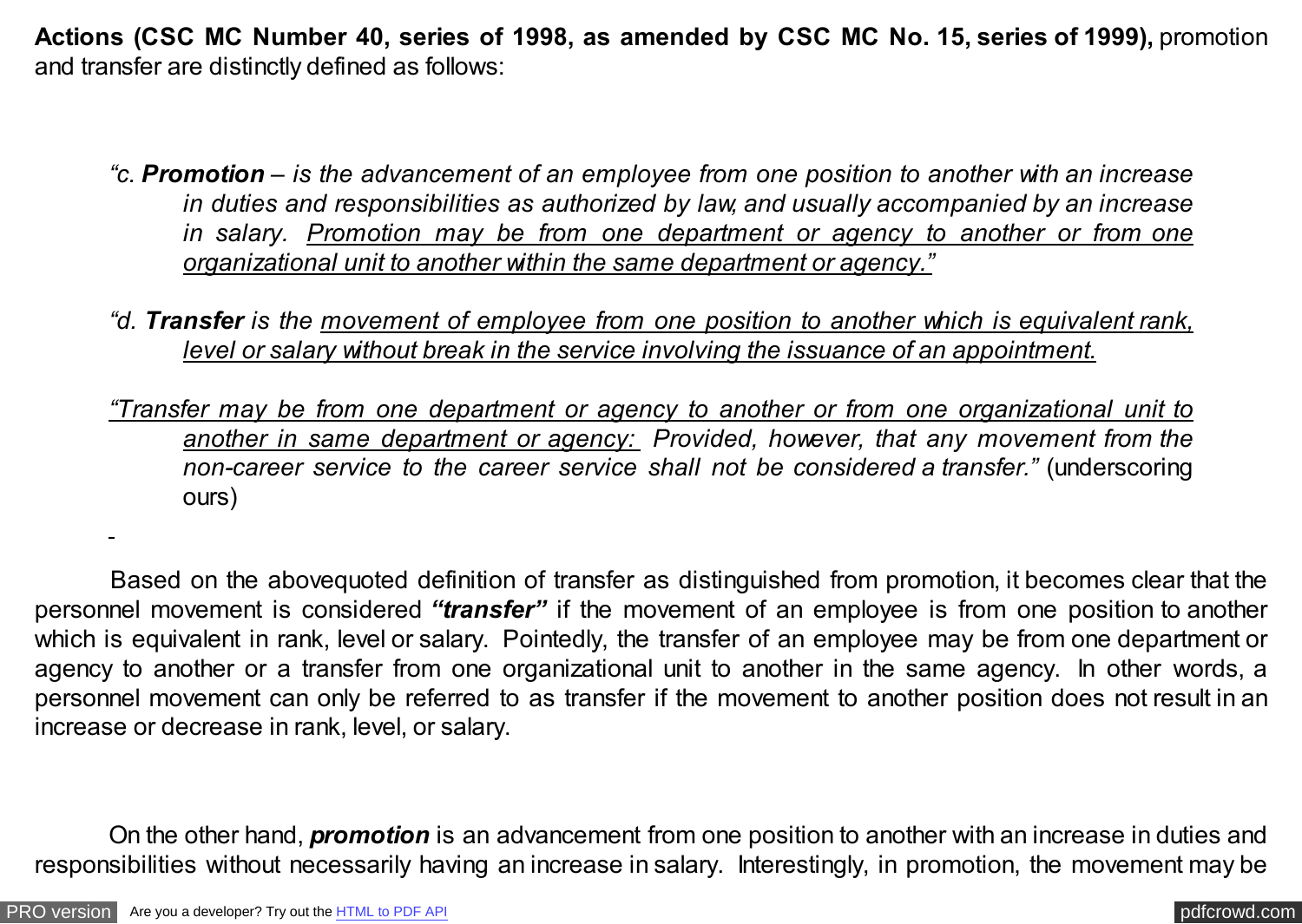**Actions (CSC MC Number 40, series of 1998, as amended by CSC MC No. 15, series of 1999),** promotion and transfer are distinctly defined as follows:

> *"c. **Promotion** – is the advancement of an employee from one position to another with an increase in duties and responsibilities as authorized by law, and usually accompanied by an increase in salary. <u>Promotion may be from one department or agency to another or from one organizational unit to another within the same department or agency."</u>*
>
> *"d. **Transfer** is the <u>movement of employee from one position to another which is equivalent rank, level or salary without break in the service involving the issuance of an appointment.</u>*
>
> *<u>"Transfer may be from one department or agency to another or from one organizational unit to another in same department or agency:</u> Provided, however, that any movement from the non-career service to the career service shall not be considered a transfer."* (underscoring ours)

Based on the abovequoted definition of transfer as distinguished from promotion, it becomes clear that the personnel movement is considered ***"transfer"*** if the movement of an employee is from one position to another which is equivalent in rank, level or salary. Pointedly, the transfer of an employee may be from one department or agency to another or a transfer from one organizational unit to another in the same agency. In other words, a personnel movement can only be referred to as transfer if the movement to another position does not result in an increase or decrease in rank, level, or salary.

On the other hand, ***promotion*** is an advancement from one position to another with an increase in duties and responsibilities without necessarily having an increase in salary. Interestingly, in promotion, the movement may be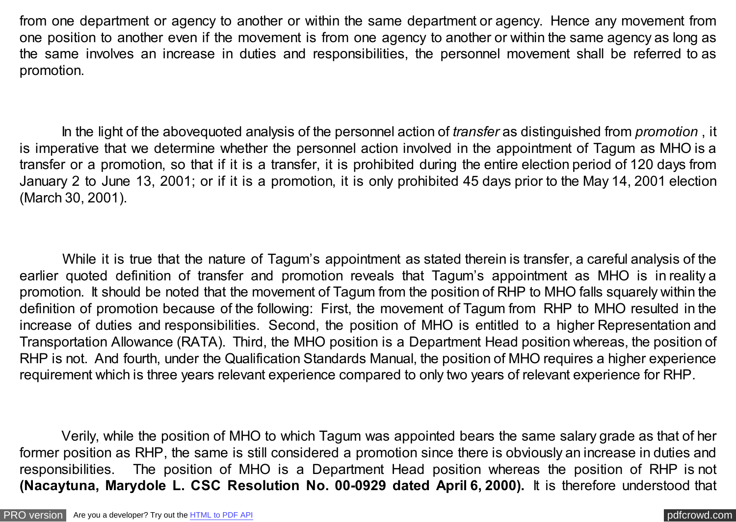from one department or agency to another or within the same department or agency. Hence any movement from one position to another even if the movement is from one agency to another or within the same agency as long as the same involves an increase in duties and responsibilities, the personnel movement shall be referred to as promotion.

In the light of the abovequoted analysis of the personnel action of *transfer* as distinguished from *promotion* , it is imperative that we determine whether the personnel action involved in the appointment of Tagum as MHO is a transfer or a promotion, so that if it is a transfer, it is prohibited during the entire election period of 120 days from January 2 to June 13, 2001; or if it is a promotion, it is only prohibited 45 days prior to the May 14, 2001 election (March 30, 2001).

While it is true that the nature of Tagum's appointment as stated therein is transfer, a careful analysis of the earlier quoted definition of transfer and promotion reveals that Tagum's appointment as MHO is in reality a promotion. It should be noted that the movement of Tagum from the position of RHP to MHO falls squarely within the definition of promotion because of the following: First, the movement of Tagum from RHP to MHO resulted in the increase of duties and responsibilities. Second, the position of MHO is entitled to a higher Representation and Transportation Allowance (RATA). Third, the MHO position is a Department Head position whereas, the position of RHP is not. And fourth, under the Qualification Standards Manual, the position of MHO requires a higher experience requirement which is three years relevant experience compared to only two years of relevant experience for RHP.

Verily, while the position of MHO to which Tagum was appointed bears the same salary grade as that of her former position as RHP, the same is still considered a promotion since there is obviously an increase in duties and responsibilities. The position of MHO is a Department Head position whereas the position of RHP is not **(Nacaytuna, Marydole L. CSC Resolution No. 00-0929 dated April 6, 2000).** It is therefore understood that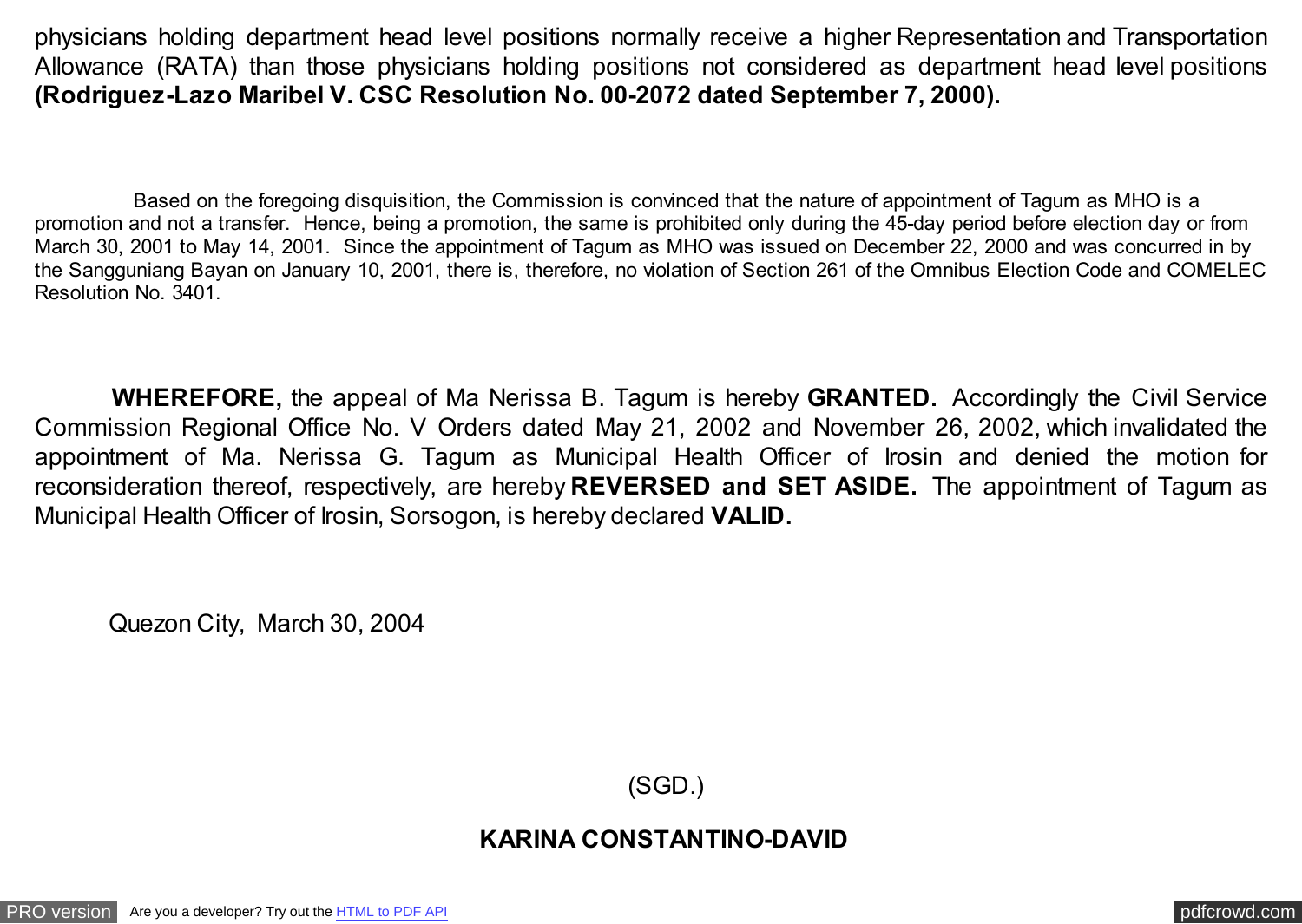physicians holding department head level positions normally receive a higher Representation and Transportation Allowance (RATA) than those physicians holding positions not considered as department head level positions **(Rodriguez-Lazo Maribel V. CSC Resolution No. 00-2072 dated September 7, 2000).**

Based on the foregoing disquisition, the Commission is convinced that the nature of appointment of Tagum as MHO is a promotion and not a transfer. Hence, being a promotion, the same is prohibited only during the 45-day period before election day or from March 30, 2001 to May 14, 2001. Since the appointment of Tagum as MHO was issued on December 22, 2000 and was concurred in by the Sangguniang Bayan on January 10, 2001, there is, therefore, no violation of Section 261 of the Omnibus Election Code and COMELEC Resolution No. 3401.

**WHEREFORE,** the appeal of Ma Nerissa B. Tagum is hereby **GRANTED.** Accordingly the Civil Service Commission Regional Office No. V Orders dated May 21, 2002 and November 26, 2002, which invalidated the appointment of Ma. Nerissa G. Tagum as Municipal Health Officer of Irosin and denied the motion for reconsideration thereof, respectively, are hereby **REVERSED and SET ASIDE.** The appointment of Tagum as Municipal Health Officer of Irosin, Sorsogon, is hereby declared **VALID.**

Quezon City, March 30, 2004

(SGD.)

**KARINA CONSTANTINO-DAVID**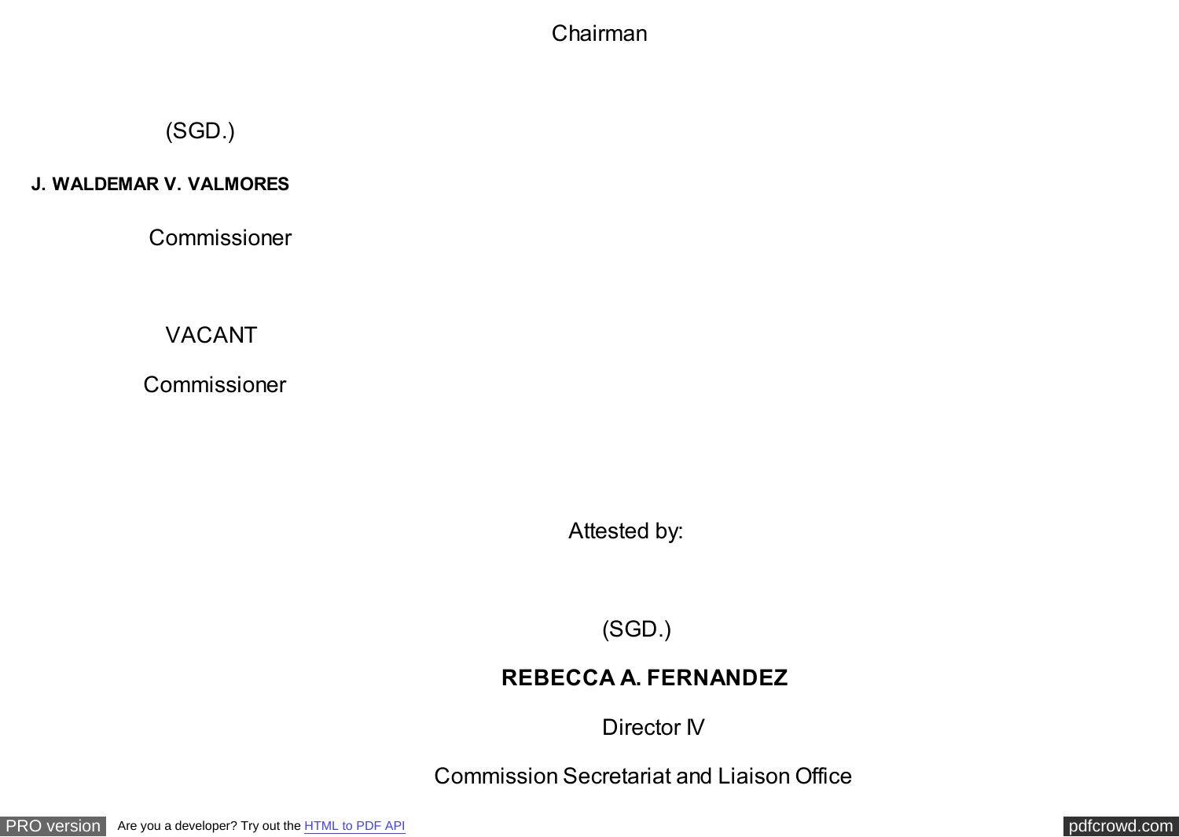Chairman

(SGD.)

**J. WALDEMAR V. VALMORES**

Commissioner

VACANT

Commissioner

Attested by:

(SGD.)

**REBECCA A. FERNANDEZ**

Director IV

Commission Secretariat and Liaison Office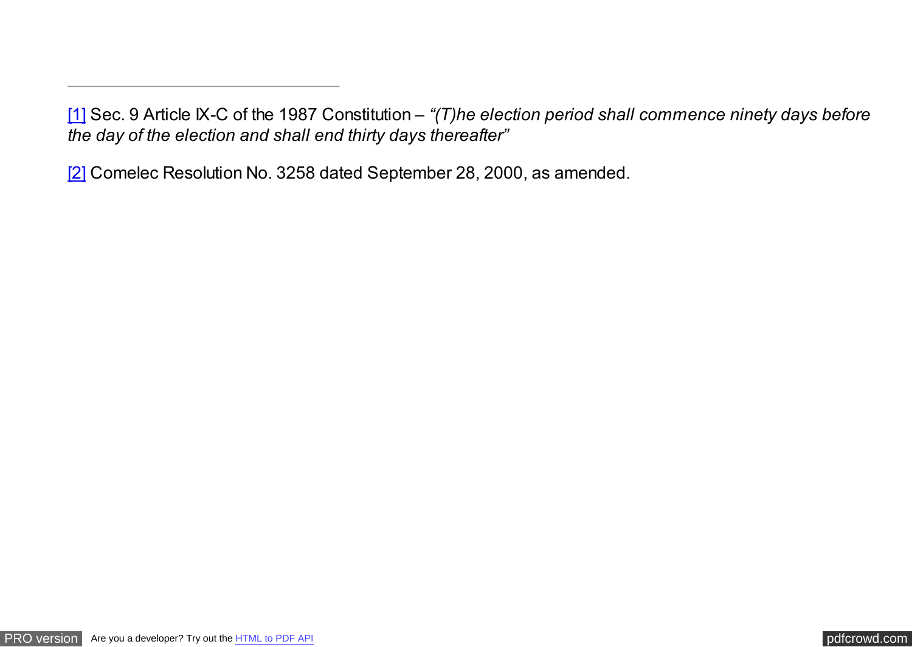---

[1] Sec. 9 Article IX-C of the 1987 Constitution – *"(T)he election period shall commence ninety days before the day of the election and shall end thirty days thereafter"*

[2] Comelec Resolution No. 3258 dated September 28, 2000, as amended.